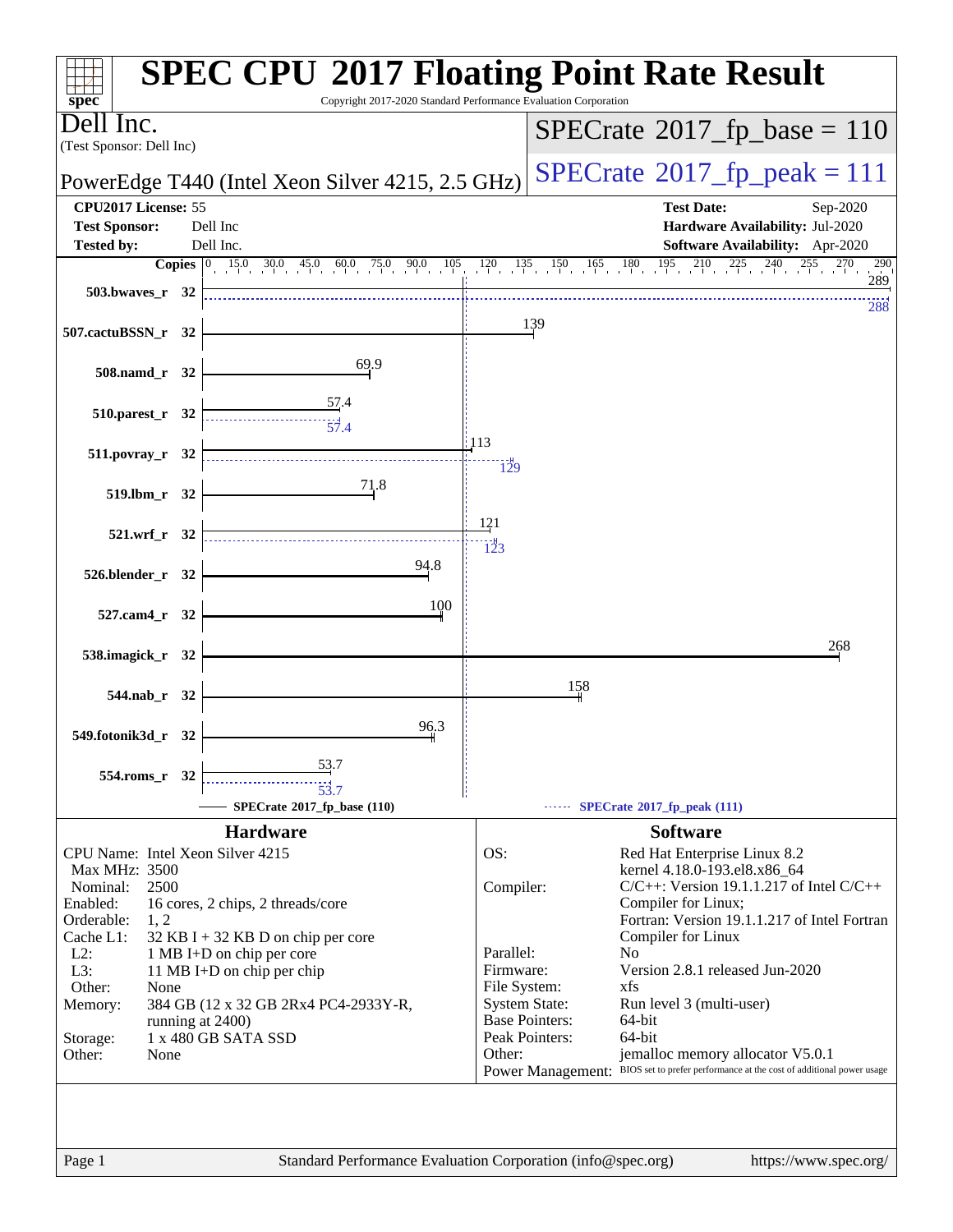# SPEC CPU 2017 Floating Point Rate Result

Copyright 2017-2020 Standard Performance Evaluation Corporation

**Dell Inc.**
(Test Sponsor: Dell Inc)

PowerEdge T440 (Intel Xeon Silver 4215, 2.5 GHz)

SPECrate 2017_fp_base = 110

SPECrate 2017_fp_peak = 111

| | | | |
|---|---|---|---|
| **CPU2017 License:** | 55 | **Test Date:** | Sep-2020 |
| **Test Sponsor:** | Dell Inc | **Hardware Availability:** | Jul-2020 |
| **Tested by:** | Dell Inc. | **Software Availability:** | Apr-2020 |

| Benchmark | Copies | Base | Peak |
|---|---|---|---|
| 503.bwaves_r | 32 | 289 | 288 |
| 507.cactuBSSN_r | 32 | 139 | |
| 508.namd_r | 32 | 69.9 | |
| 510.parest_r | 32 | 57.4 | 57.4 |
| 511.povray_r | 32 | 113 | 129 |
| 519.lbm_r | 32 | 71.8 | |
| 521.wrf_r | 32 | 121 | 123 |
| 526.blender_r | 32 | 94.8 | |
| 527.cam4_r | 32 | 100 | |
| 538.imagick_r | 32 | 268 | |
| 544.nab_r | 32 | 158 | |
| 549.fotonik3d_r | 32 | 96.3 | |
| 554.roms_r | 32 | 53.7 | 53.7 |

SPECrate 2017_fp_base (110) ------ SPECrate 2017_fp_peak (111)

## Hardware

| | |
|---|---|
| CPU Name: | Intel Xeon Silver 4215 |
| Max MHz: | 3500 |
| Nominal: | 2500 |
| Enabled: | 16 cores, 2 chips, 2 threads/core |
| Orderable: | 1, 2 |
| Cache L1: | 32 KB I + 32 KB D on chip per core |
| L2: | 1 MB I+D on chip per core |
| L3: | 11 MB I+D on chip per chip |
| Other: | None |
| Memory: | 384 GB (12 x 32 GB 2Rx4 PC4-2933Y-R, running at 2400) |
| Storage: | 1 x 480 GB SATA SSD |
| Other: | None |

## Software

| | |
|---|---|
| OS: | Red Hat Enterprise Linux 8.2 kernel 4.18.0-193.el8.x86_64 |
| Compiler: | C/C++: Version 19.1.1.217 of Intel C/C++ Compiler for Linux; Fortran: Version 19.1.1.217 of Intel Fortran Compiler for Linux |
| Parallel: | No |
| Firmware: | Version 2.8.1 released Jun-2020 |
| File System: | xfs |
| System State: | Run level 3 (multi-user) |
| Base Pointers: | 64-bit |
| Peak Pointers: | 64-bit |
| Other: | jemalloc memory allocator V5.0.1 |
| Power Management: | BIOS set to prefer performance at the cost of additional power usage |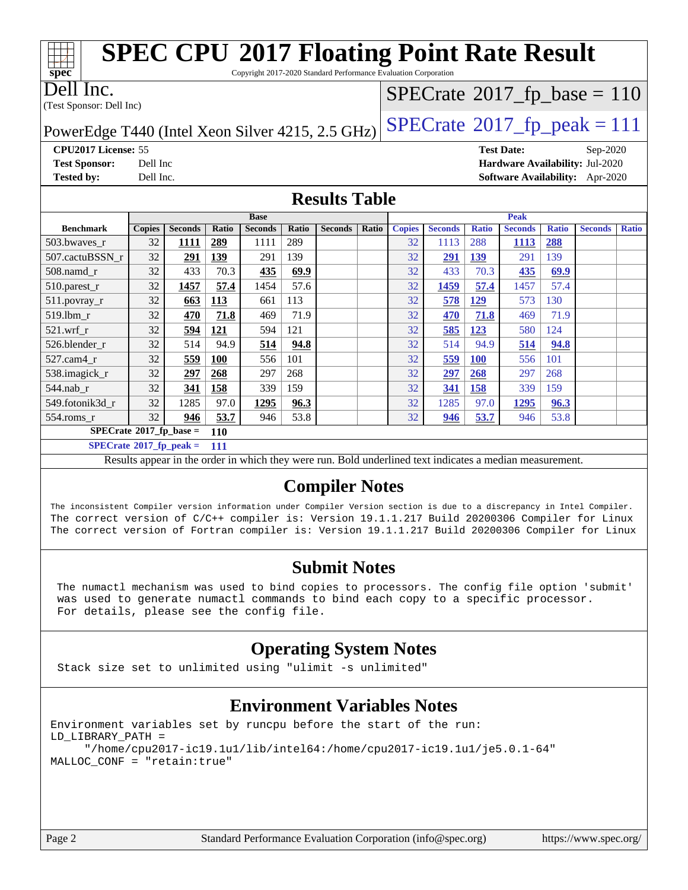# SPEC CPU 2017 Floating Point Rate Result

Copyright 2017-2020 Standard Performance Evaluation Corporation

**Dell Inc.**
(Test Sponsor: Dell Inc)

PowerEdge T440 (Intel Xeon Silver 4215, 2.5 GHz)

SPECrate 2017_fp_base = 110

SPECrate 2017_fp_peak = 111

**CPU2017 License:** 55
**Test Sponsor:** Dell Inc
**Tested by:** Dell Inc.

**Test Date:** Sep-2020
**Hardware Availability:** Jul-2020
**Software Availability:** Apr-2020

## Results Table

| Benchmark | Base | | | | | | | Peak | | | | | | |
|---|---|---|---|---|---|---|---|---|---|---|---|---|---|---|
| | Copies | Seconds | Ratio | Seconds | Ratio | Seconds | Ratio | Copies | Seconds | Ratio | Seconds | Ratio | Seconds | Ratio |
| 503.bwaves_r | 32 | **1111** | **289** | 1111 | 289 | | | 32 | 1113 | 288 | **1113** | **288** | | |
| 507.cactuBSSN_r | 32 | **291** | **139** | 291 | 139 | | | 32 | **291** | **139** | 291 | 139 | | |
| 508.namd_r | 32 | 433 | 70.3 | **435** | **69.9** | | | 32 | 433 | 70.3 | **435** | **69.9** | | |
| 510.parest_r | 32 | **1457** | **57.4** | 1454 | 57.6 | | | 32 | **1459** | **57.4** | 1457 | 57.4 | | |
| 511.povray_r | 32 | **663** | **113** | 661 | 113 | | | 32 | **578** | **129** | 573 | 130 | | |
| 519.lbm_r | 32 | **470** | **71.8** | 469 | 71.9 | | | 32 | **470** | **71.8** | 469 | 71.9 | | |
| 521.wrf_r | 32 | **594** | **121** | 594 | 121 | | | 32 | **585** | **123** | 580 | 124 | | |
| 526.blender_r | 32 | 514 | 94.9 | **514** | **94.8** | | | 32 | 514 | 94.9 | **514** | **94.8** | | |
| 527.cam4_r | 32 | **559** | **100** | 556 | 101 | | | 32 | **559** | **100** | 556 | 101 | | |
| 538.imagick_r | 32 | **297** | **268** | 297 | 268 | | | 32 | **297** | **268** | 297 | 268 | | |
| 544.nab_r | 32 | **341** | **158** | 339 | 159 | | | 32 | **341** | **158** | 339 | 159 | | |
| 549.fotonik3d_r | 32 | 1285 | 97.0 | **1295** | **96.3** | | | 32 | 1285 | 97.0 | **1295** | **96.3** | | |
| 554.roms_r | 32 | **946** | **53.7** | 946 | 53.8 | | | 32 | **946** | **53.7** | 946 | 53.8 | | |

**SPECrate 2017_fp_base =** **110**

**SPECrate 2017_fp_peak =** **111**

Results appear in the order in which they were run. Bold underlined text indicates a median measurement.

## Compiler Notes

```
The inconsistent Compiler version information under Compiler Version section is due to a discrepancy in Intel Compiler.
The correct version of C/C++ compiler is: Version 19.1.1.217 Build 20200306 Compiler for Linux
The correct version of Fortran compiler is: Version 19.1.1.217 Build 20200306 Compiler for Linux
```

## Submit Notes

```
The numactl mechanism was used to bind copies to processors. The config file option 'submit'
was used to generate numactl commands to bind each copy to a specific processor.
For details, please see the config file.
```

## Operating System Notes

```
Stack size set to unlimited using "ulimit -s unlimited"
```

## Environment Variables Notes

```
Environment variables set by runcpu before the start of the run:
LD_LIBRARY_PATH =
      "/home/cpu2017-ic19.1u1/lib/intel64:/home/cpu2017-ic19.1u1/je5.0.1-64"
MALLOC_CONF = "retain:true"
```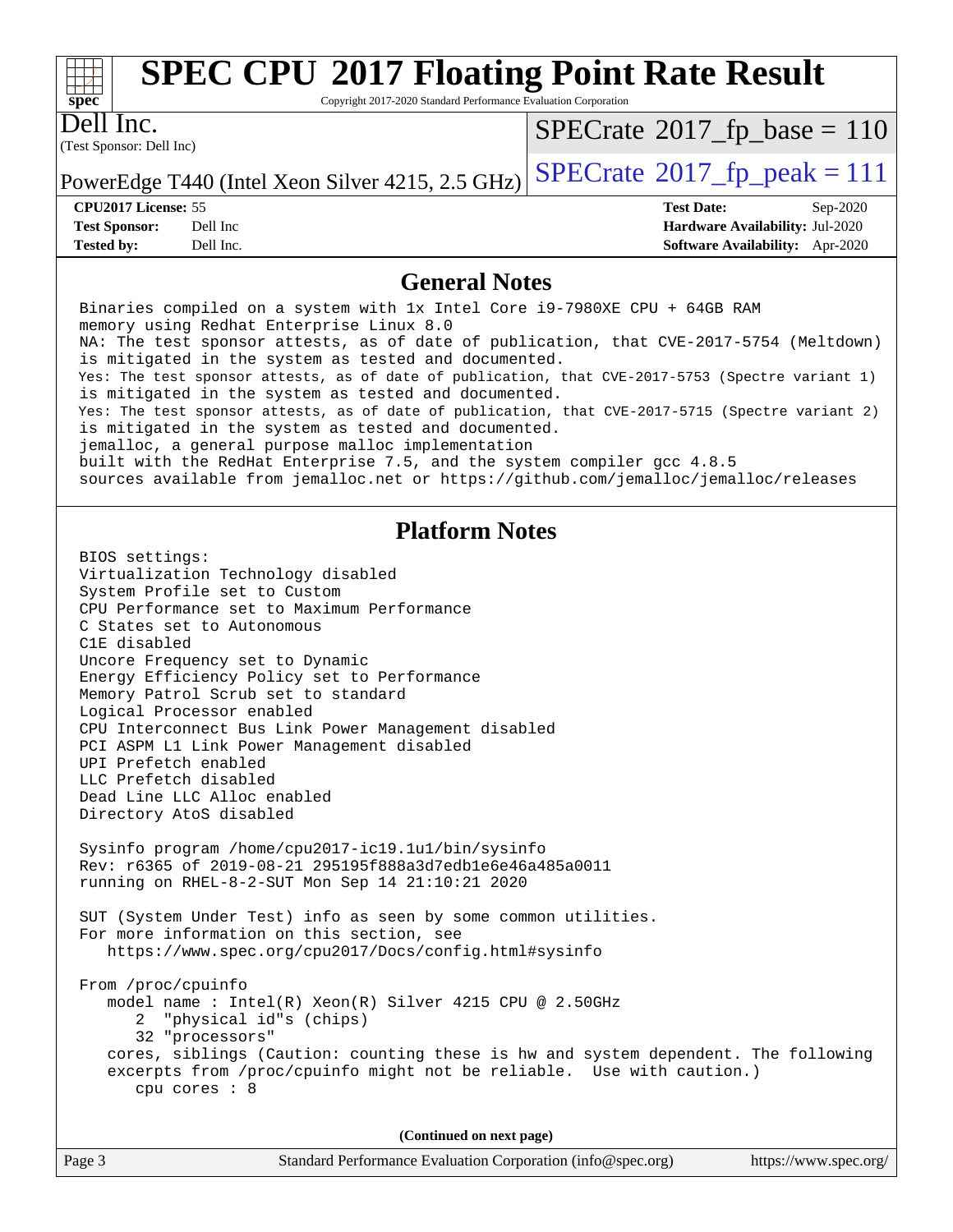# SPEC CPU 2017 Floating Point Rate Result

Copyright 2017-2020 Standard Performance Evaluation Corporation

**Dell Inc.**
(Test Sponsor: Dell Inc)

PowerEdge T440 (Intel Xeon Silver 4215, 2.5 GHz)

SPECrate 2017_fp_base = 110

SPECrate 2017_fp_peak = 111

| | | | |
|---|---|---|---|
| **CPU2017 License:** | 55 | **Test Date:** | Sep-2020 |
| **Test Sponsor:** | Dell Inc | **Hardware Availability:** | Jul-2020 |
| **Tested by:** | Dell Inc. | **Software Availability:** | Apr-2020 |

## General Notes

```
Binaries compiled on a system with 1x Intel Core i9-7980XE CPU + 64GB RAM
memory using Redhat Enterprise Linux 8.0
NA: The test sponsor attests, as of date of publication, that CVE-2017-5754 (Meltdown)
is mitigated in the system as tested and documented.
Yes: The test sponsor attests, as of date of publication, that CVE-2017-5753 (Spectre variant 1)
is mitigated in the system as tested and documented.
Yes: The test sponsor attests, as of date of publication, that CVE-2017-5715 (Spectre variant 2)
is mitigated in the system as tested and documented.
jemalloc, a general purpose malloc implementation
built with the RedHat Enterprise 7.5, and the system compiler gcc 4.8.5
sources available from jemalloc.net or https://github.com/jemalloc/jemalloc/releases
```

## Platform Notes

```
BIOS settings:
Virtualization Technology disabled
System Profile set to Custom
CPU Performance set to Maximum Performance
C States set to Autonomous
C1E disabled
Uncore Frequency set to Dynamic
Energy Efficiency Policy set to Performance
Memory Patrol Scrub set to standard
Logical Processor enabled
CPU Interconnect Bus Link Power Management disabled
PCI ASPM L1 Link Power Management disabled
UPI Prefetch enabled
LLC Prefetch disabled
Dead Line LLC Alloc enabled
Directory AtoS disabled

Sysinfo program /home/cpu2017-ic19.1u1/bin/sysinfo
Rev: r6365 of 2019-08-21 295195f888a3d7edb1e6e46a485a0011
running on RHEL-8-2-SUT Mon Sep 14 21:10:21 2020

SUT (System Under Test) info as seen by some common utilities.
For more information on this section, see
   https://www.spec.org/cpu2017/Docs/config.html#sysinfo

From /proc/cpuinfo
   model name : Intel(R) Xeon(R) Silver 4215 CPU @ 2.50GHz
      2  "physical id"s (chips)
      32 "processors"
   cores, siblings (Caution: counting these is hw and system dependent. The following
   excerpts from /proc/cpuinfo might not be reliable.  Use with caution.)
      cpu cores : 8
```

(Continued on next page)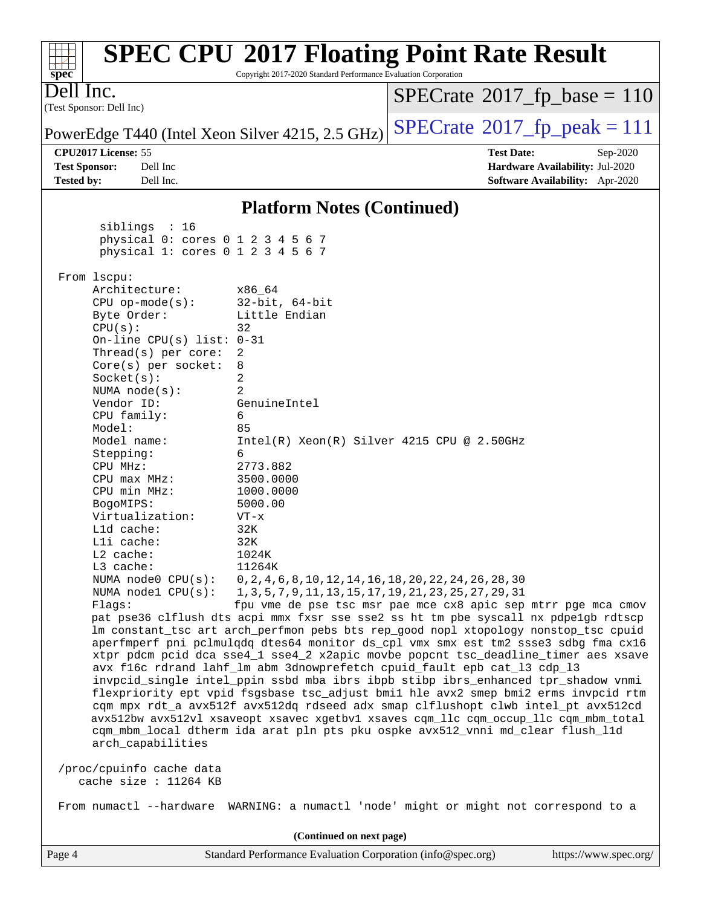# SPEC CPU 2017 Floating Point Rate Result

Copyright 2017-2020 Standard Performance Evaluation Corporation

**Dell Inc.**
(Test Sponsor: Dell Inc)

PowerEdge T440 (Intel Xeon Silver 4215, 2.5 GHz)

SPECrate 2017_fp_base = 110

SPECrate 2017_fp_peak = 111

**CPU2017 License:** 55
**Test Sponsor:** Dell Inc
**Tested by:** Dell Inc.

**Test Date:** Sep-2020
**Hardware Availability:** Jul-2020
**Software Availability:** Apr-2020

## Platform Notes (Continued)

```
      siblings  : 16
      physical 0: cores 0 1 2 3 4 5 6 7
      physical 1: cores 0 1 2 3 4 5 6 7

 From lscpu:
     Architecture:        x86_64
     CPU op-mode(s):      32-bit, 64-bit
     Byte Order:          Little Endian
     CPU(s):              32
     On-line CPU(s) list: 0-31
     Thread(s) per core:  2
     Core(s) per socket:  8
     Socket(s):           2
     NUMA node(s):        2
     Vendor ID:           GenuineIntel
     CPU family:          6
     Model:               85
     Model name:          Intel(R) Xeon(R) Silver 4215 CPU @ 2.50GHz
     Stepping:            6
     CPU MHz:             2773.882
     CPU max MHz:         3500.0000
     CPU min MHz:         1000.0000
     BogoMIPS:            5000.00
     Virtualization:      VT-x
     L1d cache:           32K
     L1i cache:           32K
     L2 cache:            1024K
     L3 cache:            11264K
     NUMA node0 CPU(s):   0,2,4,6,8,10,12,14,16,18,20,22,24,26,28,30
     NUMA node1 CPU(s):   1,3,5,7,9,11,13,15,17,19,21,23,25,27,29,31
     Flags:               fpu vme de pse tsc msr pae mce cx8 apic sep mtrr pge mca cmov
     pat pse36 clflush dts acpi mmx fxsr sse sse2 ss ht tm pbe syscall nx pdpe1gb rdtscp
     lm constant_tsc art arch_perfmon pebs bts rep_good nopl xtopology nonstop_tsc cpuid
     aperfmperf pni pclmulqdq dtes64 monitor ds_cpl vmx smx est tm2 ssse3 sdbg fma cx16
     xtpr pdcm pcid dca sse4_1 sse4_2 x2apic movbe popcnt tsc_deadline_timer aes xsave
     avx f16c rdrand lahf_lm abm 3dnowprefetch cpuid_fault epb cat_l3 cdp_l3
     invpcid_single intel_ppin ssbd mba ibrs ibpb stibp ibrs_enhanced tpr_shadow vnmi
     flexpriority ept vpid fsgsbase tsc_adjust bmi1 hle avx2 smep bmi2 erms invpcid rtm
     cqm mpx rdt_a avx512f avx512dq rdseed adx smap clflushopt clwb intel_pt avx512cd
     avx512bw avx512vl xsaveopt xsavec xgetbv1 xsaves cqm_llc cqm_occup_llc cqm_mbm_total
     cqm_mbm_local dtherm ida arat pln pts pku ospke avx512_vnni md_clear flush_l1d
     arch_capabilities

 /proc/cpuinfo cache data
    cache size : 11264 KB

 From numactl --hardware  WARNING: a numactl 'node' might or might not correspond to a
```

(Continued on next page)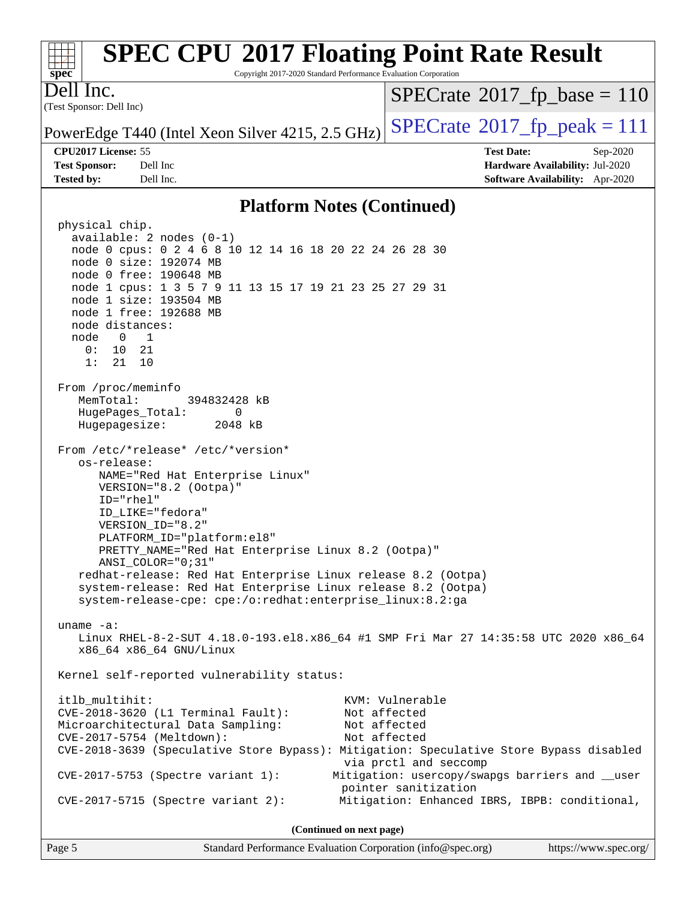## Platform Notes (Continued)

```
physical chip.
  available: 2 nodes (0-1)
  node 0 cpus: 0 2 4 6 8 10 12 14 16 18 20 22 24 26 28 30
  node 0 size: 192074 MB
  node 0 free: 190648 MB
  node 1 cpus: 1 3 5 7 9 11 13 15 17 19 21 23 25 27 29 31
  node 1 size: 193504 MB
  node 1 free: 192688 MB
  node distances:
  node   0   1
    0:  10  21
    1:  21  10

From /proc/meminfo
   MemTotal:       394832428 kB
   HugePages_Total:       0
   Hugepagesize:       2048 kB

From /etc/*release* /etc/*version*
   os-release:
      NAME="Red Hat Enterprise Linux"
      VERSION="8.2 (Ootpa)"
      ID="rhel"
      ID_LIKE="fedora"
      VERSION_ID="8.2"
      PLATFORM_ID="platform:el8"
      PRETTY_NAME="Red Hat Enterprise Linux 8.2 (Ootpa)"
      ANSI_COLOR="0;31"
   redhat-release: Red Hat Enterprise Linux release 8.2 (Ootpa)
   system-release: Red Hat Enterprise Linux release 8.2 (Ootpa)
   system-release-cpe: cpe:/o:redhat:enterprise_linux:8.2:ga

uname -a:
   Linux RHEL-8-2-SUT 4.18.0-193.el8.x86_64 #1 SMP Fri Mar 27 14:35:58 UTC 2020 x86_64
   x86_64 x86_64 GNU/Linux

Kernel self-reported vulnerability status:

itlb_multihit:                                    KVM: Vulnerable
CVE-2018-3620 (L1 Terminal Fault):                Not affected
Microarchitectural Data Sampling:                 Not affected
CVE-2017-5754 (Meltdown):                         Not affected
CVE-2018-3639 (Speculative Store Bypass): Mitigation: Speculative Store Bypass disabled
                                                   via prctl and seccomp
CVE-2017-5753 (Spectre variant 1):               Mitigation: usercopy/swapgs barriers and __user
                                                   pointer sanitization
CVE-2017-5715 (Spectre variant 2):                Mitigation: Enhanced IBRS, IBPB: conditional,
```

(Continued on next page)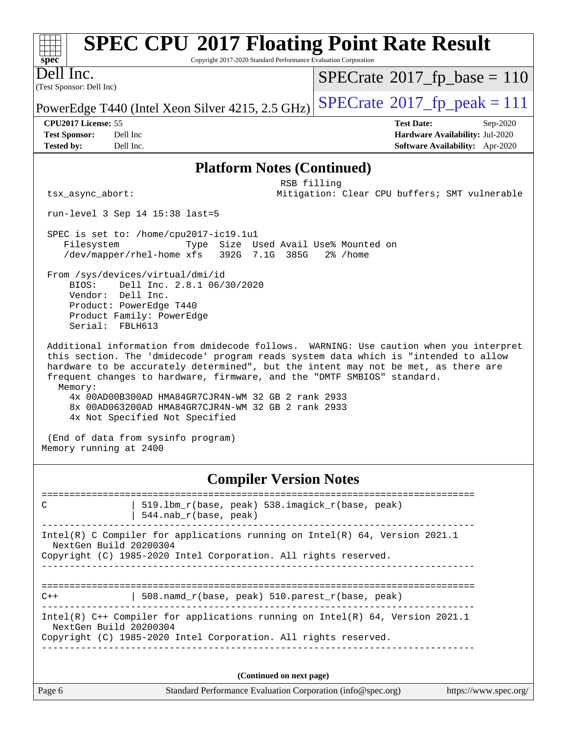# SPEC CPU 2017 Floating Point Rate Result

Copyright 2017-2020 Standard Performance Evaluation Corporation

Dell Inc.
(Test Sponsor: Dell Inc)

PowerEdge T440 (Intel Xeon Silver 4215, 2.5 GHz)

SPECrate 2017_fp_base = 110

SPECrate 2017_fp_peak = 111

**CPU2017 License:** 55
**Test Sponsor:** Dell Inc
**Tested by:** Dell Inc.

**Test Date:** Sep-2020
**Hardware Availability:** Jul-2020
**Software Availability:** Apr-2020

## Platform Notes (Continued)

```
                                              RSB filling
 tsx_async_abort:                             Mitigation: Clear CPU buffers; SMT vulnerable

 run-level 3 Sep 14 15:38 last=5

 SPEC is set to: /home/cpu2017-ic19.1u1
    Filesystem            Type  Size  Used Avail Use% Mounted on
    /dev/mapper/rhel-home xfs   392G  7.1G  385G   2% /home

 From /sys/devices/virtual/dmi/id
     BIOS:    Dell Inc. 2.8.1 06/30/2020
     Vendor:  Dell Inc.
     Product: PowerEdge T440
     Product Family: PowerEdge
     Serial:  FBLH613

 Additional information from dmidecode follows.  WARNING: Use caution when you interpret
 this section. The 'dmidecode' program reads system data which is "intended to allow
 hardware to be accurately determined", but the intent may not be met, as there are
 frequent changes to hardware, firmware, and the "DMTF SMBIOS" standard.
   Memory:
     4x 00AD00B300AD HMA84GR7CJR4N-WM 32 GB 2 rank 2933
     8x 00AD063200AD HMA84GR7CJR4N-WM 32 GB 2 rank 2933
     4x Not Specified Not Specified

 (End of data from sysinfo program)
Memory running at 2400
```

## Compiler Version Notes

```
==============================================================================
C               | 519.lbm_r(base, peak) 538.imagick_r(base, peak)
                | 544.nab_r(base, peak)
------------------------------------------------------------------------------
Intel(R) C Compiler for applications running on Intel(R) 64, Version 2021.1
  NextGen Build 20200304
Copyright (C) 1985-2020 Intel Corporation. All rights reserved.
------------------------------------------------------------------------------

==============================================================================
C++             | 508.namd_r(base, peak) 510.parest_r(base, peak)
------------------------------------------------------------------------------
Intel(R) C++ Compiler for applications running on Intel(R) 64, Version 2021.1
  NextGen Build 20200304
Copyright (C) 1985-2020 Intel Corporation. All rights reserved.
------------------------------------------------------------------------------
```

**(Continued on next page)**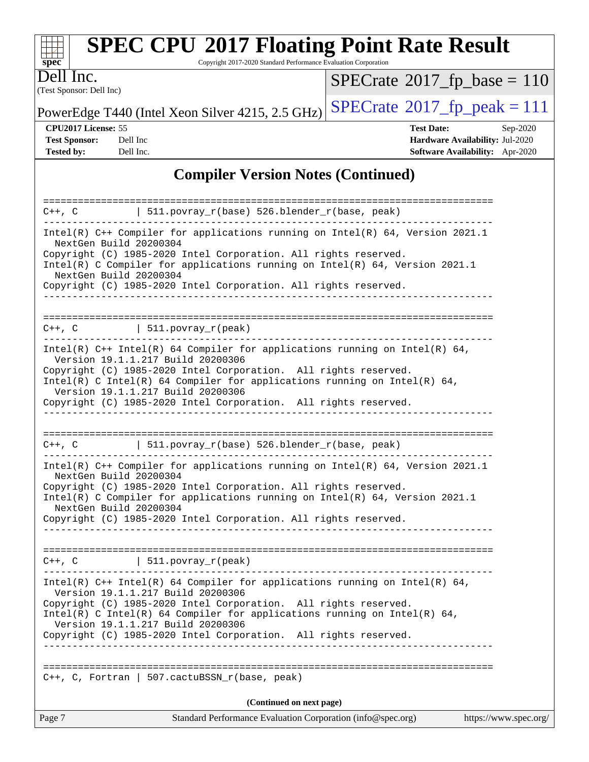## Compiler Version Notes (Continued)

```
==============================================================================
C++, C          | 511.povray_r(base) 526.blender_r(base, peak)
------------------------------------------------------------------------------
Intel(R) C++ Compiler for applications running on Intel(R) 64, Version 2021.1
  NextGen Build 20200304
Copyright (C) 1985-2020 Intel Corporation. All rights reserved.
Intel(R) C Compiler for applications running on Intel(R) 64, Version 2021.1
  NextGen Build 20200304
Copyright (C) 1985-2020 Intel Corporation. All rights reserved.
------------------------------------------------------------------------------

==============================================================================
C++, C          | 511.povray_r(peak)
------------------------------------------------------------------------------
Intel(R) C++ Intel(R) 64 Compiler for applications running on Intel(R) 64,
  Version 19.1.1.217 Build 20200306
Copyright (C) 1985-2020 Intel Corporation.  All rights reserved.
Intel(R) C Intel(R) 64 Compiler for applications running on Intel(R) 64,
  Version 19.1.1.217 Build 20200306
Copyright (C) 1985-2020 Intel Corporation.  All rights reserved.
------------------------------------------------------------------------------

==============================================================================
C++, C          | 511.povray_r(base) 526.blender_r(base, peak)
------------------------------------------------------------------------------
Intel(R) C++ Compiler for applications running on Intel(R) 64, Version 2021.1
  NextGen Build 20200304
Copyright (C) 1985-2020 Intel Corporation. All rights reserved.
Intel(R) C Compiler for applications running on Intel(R) 64, Version 2021.1
  NextGen Build 20200304
Copyright (C) 1985-2020 Intel Corporation. All rights reserved.
------------------------------------------------------------------------------

==============================================================================
C++, C          | 511.povray_r(peak)
------------------------------------------------------------------------------
Intel(R) C++ Intel(R) 64 Compiler for applications running on Intel(R) 64,
  Version 19.1.1.217 Build 20200306
Copyright (C) 1985-2020 Intel Corporation.  All rights reserved.
Intel(R) C Intel(R) 64 Compiler for applications running on Intel(R) 64,
  Version 19.1.1.217 Build 20200306
Copyright (C) 1985-2020 Intel Corporation.  All rights reserved.
------------------------------------------------------------------------------

==============================================================================
C++, C, Fortran | 507.cactuBSSN_r(base, peak)
```

(Continued on next page)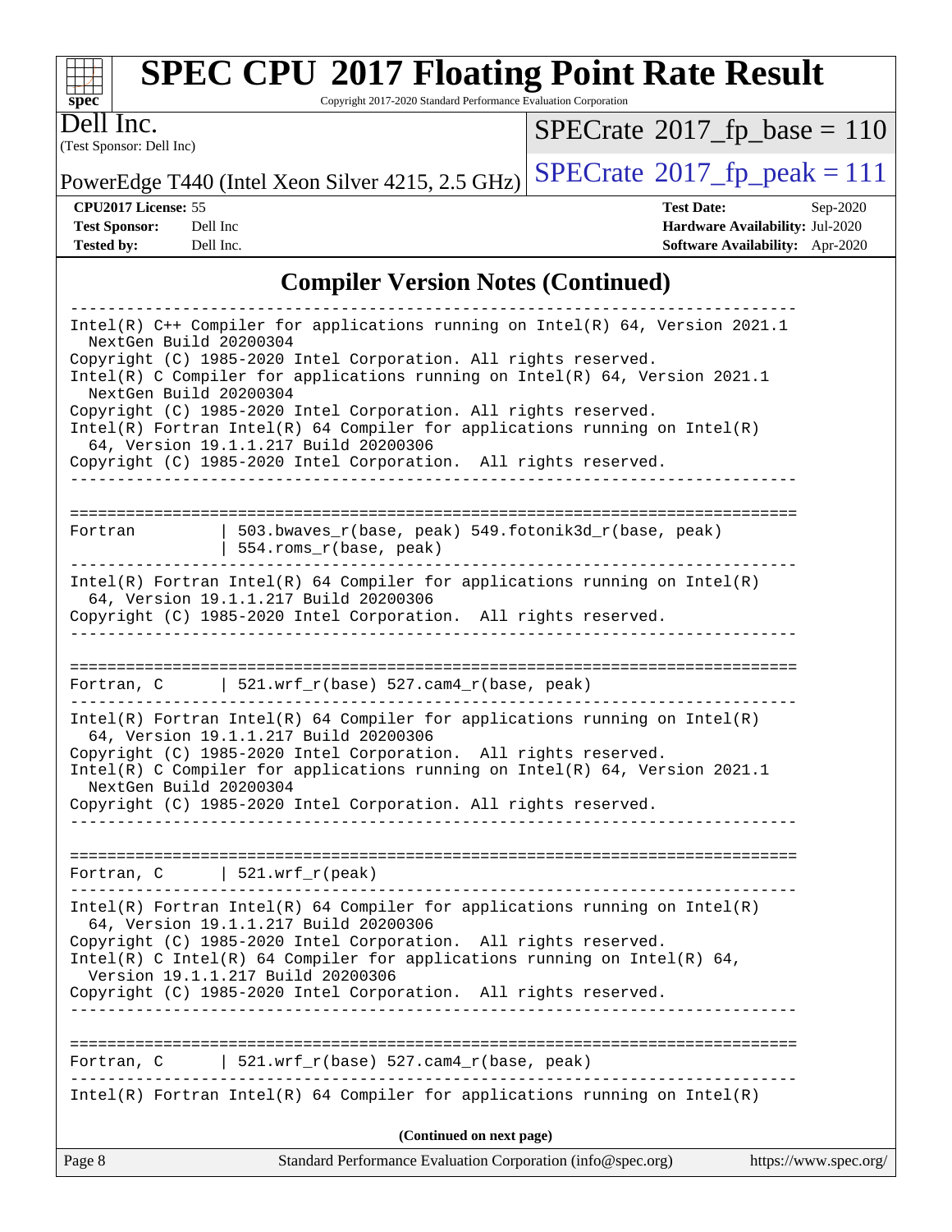# SPEC CPU 2017 Floating Point Rate Result

Copyright 2017-2020 Standard Performance Evaluation Corporation

**Dell Inc.**
(Test Sponsor: Dell Inc)

PowerEdge T440 (Intel Xeon Silver 4215, 2.5 GHz)

SPECrate 2017_fp_base = 110

SPECrate 2017_fp_peak = 111

**CPU2017 License:** 55
**Test Sponsor:** Dell Inc
**Tested by:** Dell Inc.

**Test Date:** Sep-2020
**Hardware Availability:** Jul-2020
**Software Availability:** Apr-2020

## Compiler Version Notes (Continued)

```
------------------------------------------------------------------------------
Intel(R) C++ Compiler for applications running on Intel(R) 64, Version 2021.1
  NextGen Build 20200304
Copyright (C) 1985-2020 Intel Corporation. All rights reserved.
Intel(R) C Compiler for applications running on Intel(R) 64, Version 2021.1
  NextGen Build 20200304
Copyright (C) 1985-2020 Intel Corporation. All rights reserved.
Intel(R) Fortran Intel(R) 64 Compiler for applications running on Intel(R)
  64, Version 19.1.1.217 Build 20200306
Copyright (C) 1985-2020 Intel Corporation.  All rights reserved.
------------------------------------------------------------------------------

==============================================================================
Fortran         | 503.bwaves_r(base, peak) 549.fotonik3d_r(base, peak)
                | 554.roms_r(base, peak)
------------------------------------------------------------------------------
Intel(R) Fortran Intel(R) 64 Compiler for applications running on Intel(R)
  64, Version 19.1.1.217 Build 20200306
Copyright (C) 1985-2020 Intel Corporation.  All rights reserved.
------------------------------------------------------------------------------

==============================================================================
Fortran, C      | 521.wrf_r(base) 527.cam4_r(base, peak)
------------------------------------------------------------------------------
Intel(R) Fortran Intel(R) 64 Compiler for applications running on Intel(R)
  64, Version 19.1.1.217 Build 20200306
Copyright (C) 1985-2020 Intel Corporation.  All rights reserved.
Intel(R) C Compiler for applications running on Intel(R) 64, Version 2021.1
  NextGen Build 20200304
Copyright (C) 1985-2020 Intel Corporation. All rights reserved.
------------------------------------------------------------------------------

==============================================================================
Fortran, C      | 521.wrf_r(peak)
------------------------------------------------------------------------------
Intel(R) Fortran Intel(R) 64 Compiler for applications running on Intel(R)
  64, Version 19.1.1.217 Build 20200306
Copyright (C) 1985-2020 Intel Corporation.  All rights reserved.
Intel(R) C Intel(R) 64 Compiler for applications running on Intel(R) 64,
  Version 19.1.1.217 Build 20200306
Copyright (C) 1985-2020 Intel Corporation.  All rights reserved.
------------------------------------------------------------------------------

==============================================================================
Fortran, C      | 521.wrf_r(base) 527.cam4_r(base, peak)
------------------------------------------------------------------------------
Intel(R) Fortran Intel(R) 64 Compiler for applications running on Intel(R)
```

**(Continued on next page)**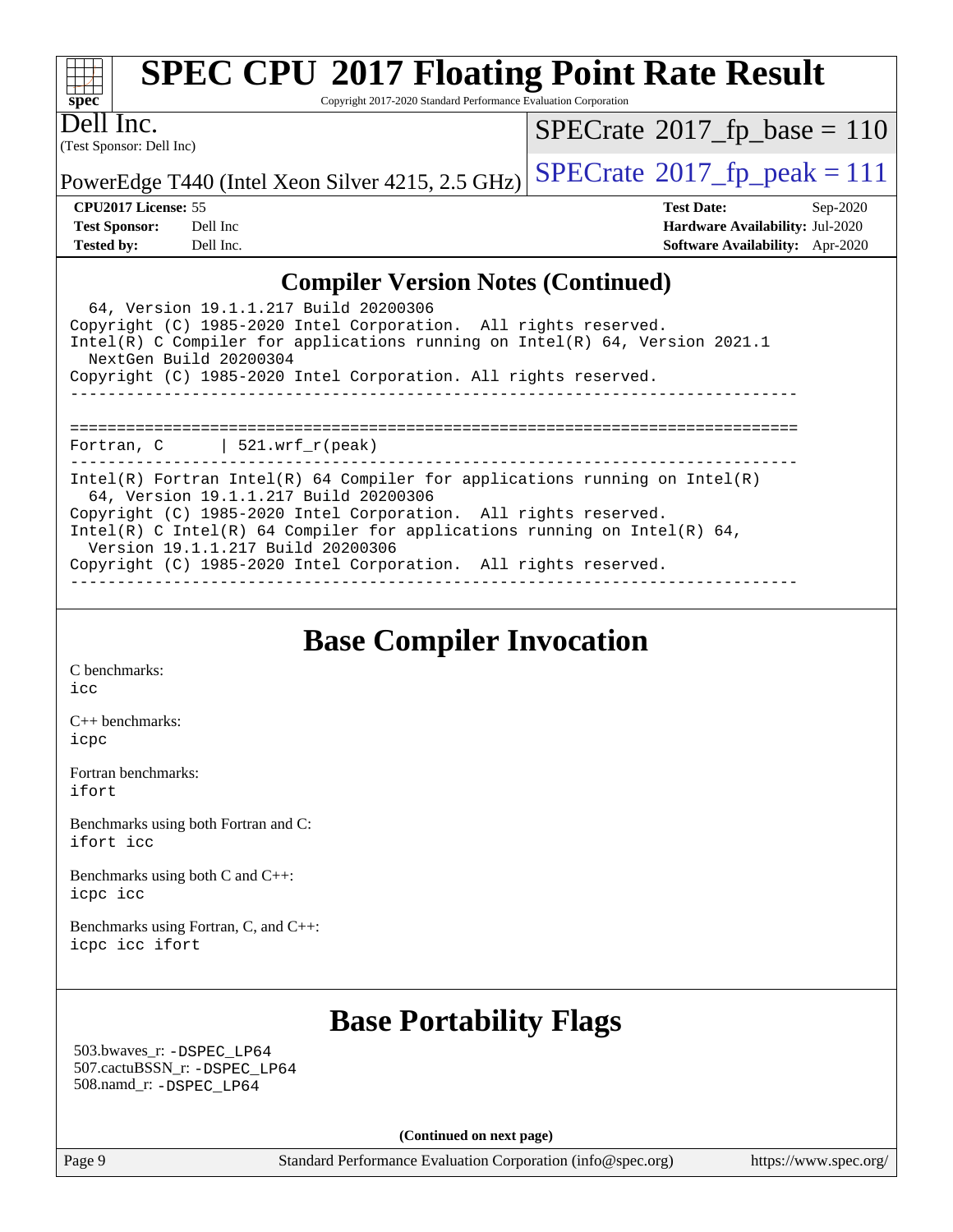## Compiler Version Notes (Continued)

```
  64, Version 19.1.1.217 Build 20200306
Copyright (C) 1985-2020 Intel Corporation.  All rights reserved.
Intel(R) C Compiler for applications running on Intel(R) 64, Version 2021.1
  NextGen Build 20200304
Copyright (C) 1985-2020 Intel Corporation. All rights reserved.
------------------------------------------------------------------------------

==============================================================================
Fortran, C       | 521.wrf_r(peak)
------------------------------------------------------------------------------
Intel(R) Fortran Intel(R) 64 Compiler for applications running on Intel(R)
  64, Version 19.1.1.217 Build 20200306
Copyright (C) 1985-2020 Intel Corporation.  All rights reserved.
Intel(R) C Intel(R) 64 Compiler for applications running on Intel(R) 64,
  Version 19.1.1.217 Build 20200306
Copyright (C) 1985-2020 Intel Corporation.  All rights reserved.
------------------------------------------------------------------------------
```

## Base Compiler Invocation

C benchmarks:
icc

C++ benchmarks:
icpc

Fortran benchmarks:
ifort

Benchmarks using both Fortran and C:
ifort icc

Benchmarks using both C and C++:
icpc icc

Benchmarks using Fortran, C, and C++:
icpc icc ifort

## Base Portability Flags

503.bwaves_r: -DSPEC_LP64
507.cactuBSSN_r: -DSPEC_LP64
508.namd_r: -DSPEC_LP64

(Continued on next page)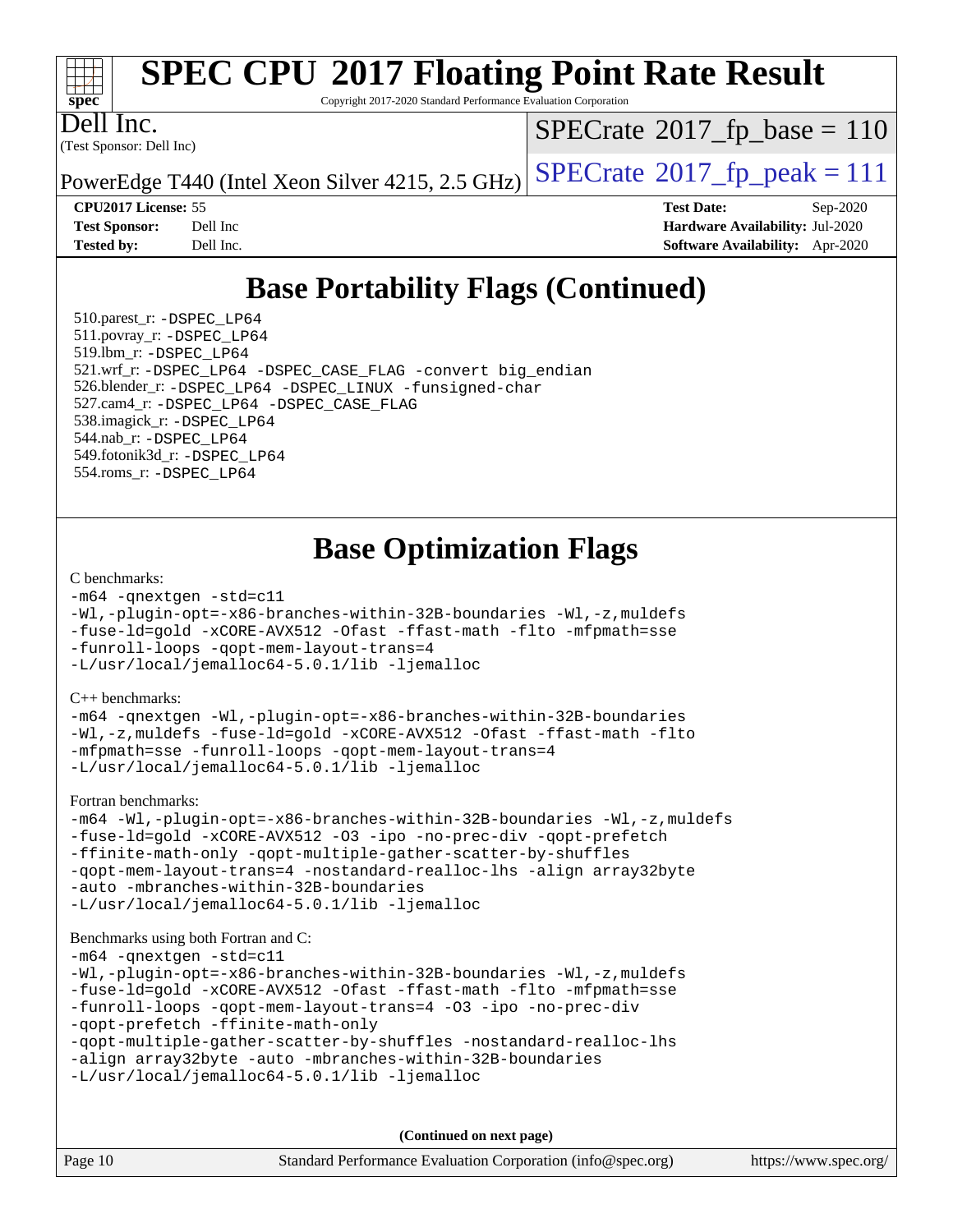# Base Portability Flags (Continued)

510.parest_r: -DSPEC_LP64
511.povray_r: -DSPEC_LP64
519.lbm_r: -DSPEC_LP64
521.wrf_r: -DSPEC_LP64 -DSPEC_CASE_FLAG -convert big_endian
526.blender_r: -DSPEC_LP64 -DSPEC_LINUX -funsigned-char
527.cam4_r: -DSPEC_LP64 -DSPEC_CASE_FLAG
538.imagick_r: -DSPEC_LP64
544.nab_r: -DSPEC_LP64
549.fotonik3d_r: -DSPEC_LP64
554.roms_r: -DSPEC_LP64

# Base Optimization Flags

C benchmarks:

```
-m64 -qnextgen -std=c11
-Wl,-plugin-opt=-x86-branches-within-32B-boundaries -Wl,-z,muldefs
-fuse-ld=gold -xCORE-AVX512 -Ofast -ffast-math -flto -mfpmath=sse
-funroll-loops -qopt-mem-layout-trans=4
-L/usr/local/jemalloc64-5.0.1/lib -ljemalloc
```

C++ benchmarks:

```
-m64 -qnextgen -Wl,-plugin-opt=-x86-branches-within-32B-boundaries
-Wl,-z,muldefs -fuse-ld=gold -xCORE-AVX512 -Ofast -ffast-math -flto
-mfpmath=sse -funroll-loops -qopt-mem-layout-trans=4
-L/usr/local/jemalloc64-5.0.1/lib -ljemalloc
```

Fortran benchmarks:

```
-m64 -Wl,-plugin-opt=-x86-branches-within-32B-boundaries -Wl,-z,muldefs
-fuse-ld=gold -xCORE-AVX512 -O3 -ipo -no-prec-div -qopt-prefetch
-ffinite-math-only -qopt-multiple-gather-scatter-by-shuffles
-qopt-mem-layout-trans=4 -nostandard-realloc-lhs -align array32byte
-auto -mbranches-within-32B-boundaries
-L/usr/local/jemalloc64-5.0.1/lib -ljemalloc
```

Benchmarks using both Fortran and C:

```
-m64 -qnextgen -std=c11
-Wl,-plugin-opt=-x86-branches-within-32B-boundaries -Wl,-z,muldefs
-fuse-ld=gold -xCORE-AVX512 -Ofast -ffast-math -flto -mfpmath=sse
-funroll-loops -qopt-mem-layout-trans=4 -O3 -ipo -no-prec-div
-qopt-prefetch -ffinite-math-only
-qopt-multiple-gather-scatter-by-shuffles -nostandard-realloc-lhs
-align array32byte -auto -mbranches-within-32B-boundaries
-L/usr/local/jemalloc64-5.0.1/lib -ljemalloc
```

**(Continued on next page)**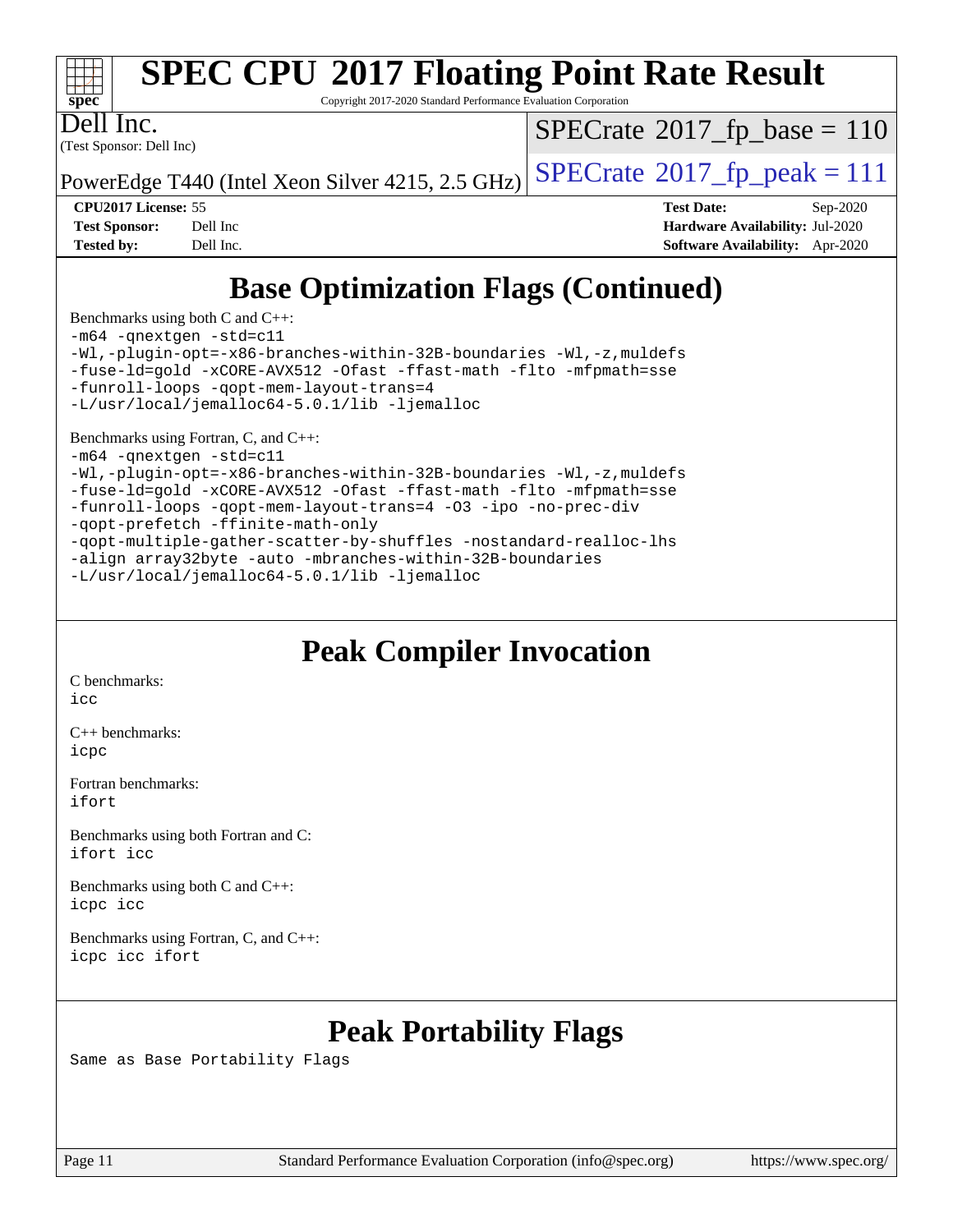# SPEC CPU 2017 Floating Point Rate Result

Copyright 2017-2020 Standard Performance Evaluation Corporation

Dell Inc.
(Test Sponsor: Dell Inc)

PowerEdge T440 (Intel Xeon Silver 4215, 2.5 GHz)

SPECrate 2017_fp_base = 110

SPECrate 2017_fp_peak = 111

| | | | |
|---|---|---|---|
| **CPU2017 License:** | 55 | **Test Date:** | Sep-2020 |
| **Test Sponsor:** | Dell Inc | **Hardware Availability:** | Jul-2020 |
| **Tested by:** | Dell Inc. | **Software Availability:** | Apr-2020 |

## Base Optimization Flags (Continued)

Benchmarks using both C and C++:

```
-m64 -qnextgen -std=c11
-Wl,-plugin-opt=-x86-branches-within-32B-boundaries -Wl,-z,muldefs
-fuse-ld=gold -xCORE-AVX512 -Ofast -ffast-math -flto -mfpmath=sse
-funroll-loops -qopt-mem-layout-trans=4
-L/usr/local/jemalloc64-5.0.1/lib -ljemalloc
```

Benchmarks using Fortran, C, and C++:

```
-m64 -qnextgen -std=c11
-Wl,-plugin-opt=-x86-branches-within-32B-boundaries -Wl,-z,muldefs
-fuse-ld=gold -xCORE-AVX512 -Ofast -ffast-math -flto -mfpmath=sse
-funroll-loops -qopt-mem-layout-trans=4 -O3 -ipo -no-prec-div
-qopt-prefetch -ffinite-math-only
-qopt-multiple-gather-scatter-by-shuffles -nostandard-realloc-lhs
-align array32byte -auto -mbranches-within-32B-boundaries
-L/usr/local/jemalloc64-5.0.1/lib -ljemalloc
```

## Peak Compiler Invocation

C benchmarks:
`icc`

C++ benchmarks:
`icpc`

Fortran benchmarks:
`ifort`

Benchmarks using both Fortran and C:
`ifort icc`

Benchmarks using both C and C++:
`icpc icc`

Benchmarks using Fortran, C, and C++:
`icpc icc ifort`

## Peak Portability Flags

Same as Base Portability Flags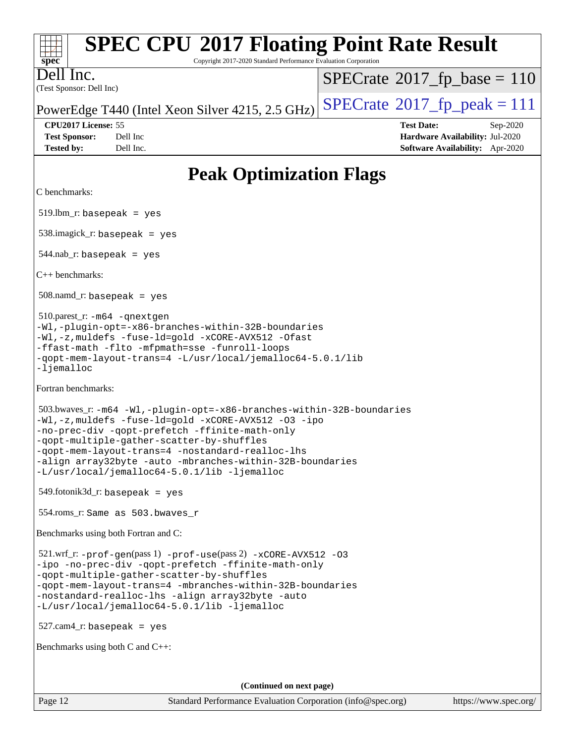# Peak Optimization Flags

C benchmarks:

519.lbm_r: `basepeak = yes`

538.imagick_r: `basepeak = yes`

544.nab_r: `basepeak = yes`

C++ benchmarks:

508.namd_r: `basepeak = yes`

510.parest_r: 
```
-m64 -qnextgen
-Wl,-plugin-opt=-x86-branches-within-32B-boundaries
-Wl,-z,muldefs -fuse-ld=gold -xCORE-AVX512 -Ofast
-ffast-math -flto -mfpmath=sse -funroll-loops
-qopt-mem-layout-trans=4 -L/usr/local/jemalloc64-5.0.1/lib
-ljemalloc
```

Fortran benchmarks:

503.bwaves_r: 
```
-m64 -Wl,-plugin-opt=-x86-branches-within-32B-boundaries
-Wl,-z,muldefs -fuse-ld=gold -xCORE-AVX512 -O3 -ipo
-no-prec-div -qopt-prefetch -ffinite-math-only
-qopt-multiple-gather-scatter-by-shuffles
-qopt-mem-layout-trans=4 -nostandard-realloc-lhs
-align array32byte -auto -mbranches-within-32B-boundaries
-L/usr/local/jemalloc64-5.0.1/lib -ljemalloc
```

549.fotonik3d_r: `basepeak = yes`

554.roms_r: `Same as 503.bwaves_r`

Benchmarks using both Fortran and C:

521.wrf_r: 
```
-prof-gen(pass 1) -prof-use(pass 2) -xCORE-AVX512 -O3
-ipo -no-prec-div -qopt-prefetch -ffinite-math-only
-qopt-multiple-gather-scatter-by-shuffles
-qopt-mem-layout-trans=4 -mbranches-within-32B-boundaries
-nostandard-realloc-lhs -align array32byte -auto
-L/usr/local/jemalloc64-5.0.1/lib -ljemalloc
```

527.cam4_r: `basepeak = yes`

Benchmarks using both C and C++:

(Continued on next page)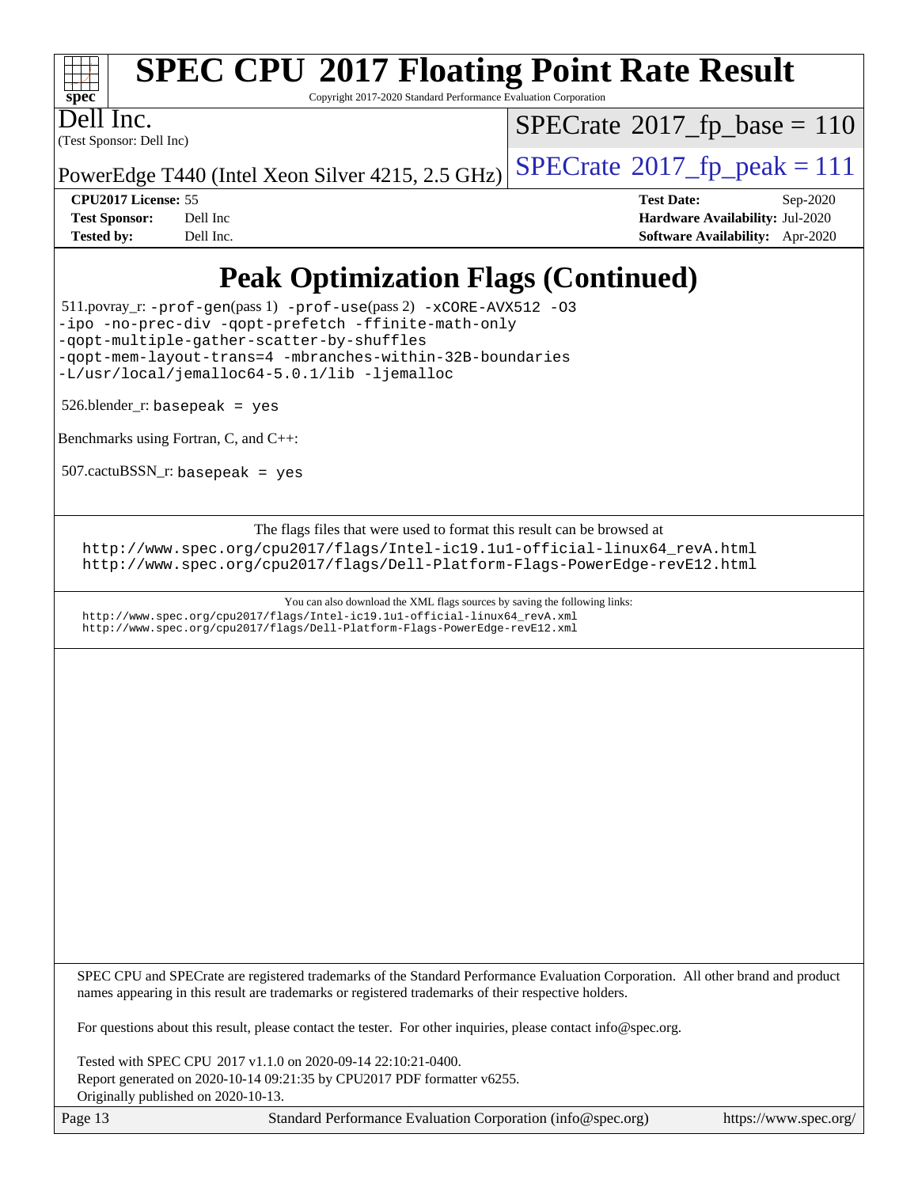# Peak Optimization Flags (Continued)

511.povray_r: -prof-gen(pass 1) -prof-use(pass 2) -xCORE-AVX512 -O3
-ipo -no-prec-div -qopt-prefetch -ffinite-math-only
-qopt-multiple-gather-scatter-by-shuffles
-qopt-mem-layout-trans=4 -mbranches-within-32B-boundaries
-L/usr/local/jemalloc64-5.0.1/lib -ljemalloc

526.blender_r: basepeak = yes

Benchmarks using Fortran, C, and C++:

507.cactuBSSN_r: basepeak = yes

The flags files that were used to format this result can be browsed at
http://www.spec.org/cpu2017/flags/Intel-ic19.1u1-official-linux64_revA.html
http://www.spec.org/cpu2017/flags/Dell-Platform-Flags-PowerEdge-revE12.html

You can also download the XML flags sources by saving the following links:
http://www.spec.org/cpu2017/flags/Intel-ic19.1u1-official-linux64_revA.xml
http://www.spec.org/cpu2017/flags/Dell-Platform-Flags-PowerEdge-revE12.xml

SPEC CPU and SPECrate are registered trademarks of the Standard Performance Evaluation Corporation. All other brand and product names appearing in this result are trademarks or registered trademarks of their respective holders.

For questions about this result, please contact the tester. For other inquiries, please contact info@spec.org.

Tested with SPEC CPU 2017 v1.1.0 on 2020-09-14 22:10:21-0400.
Report generated on 2020-10-14 09:21:35 by CPU2017 PDF formatter v6255.
Originally published on 2020-10-13.